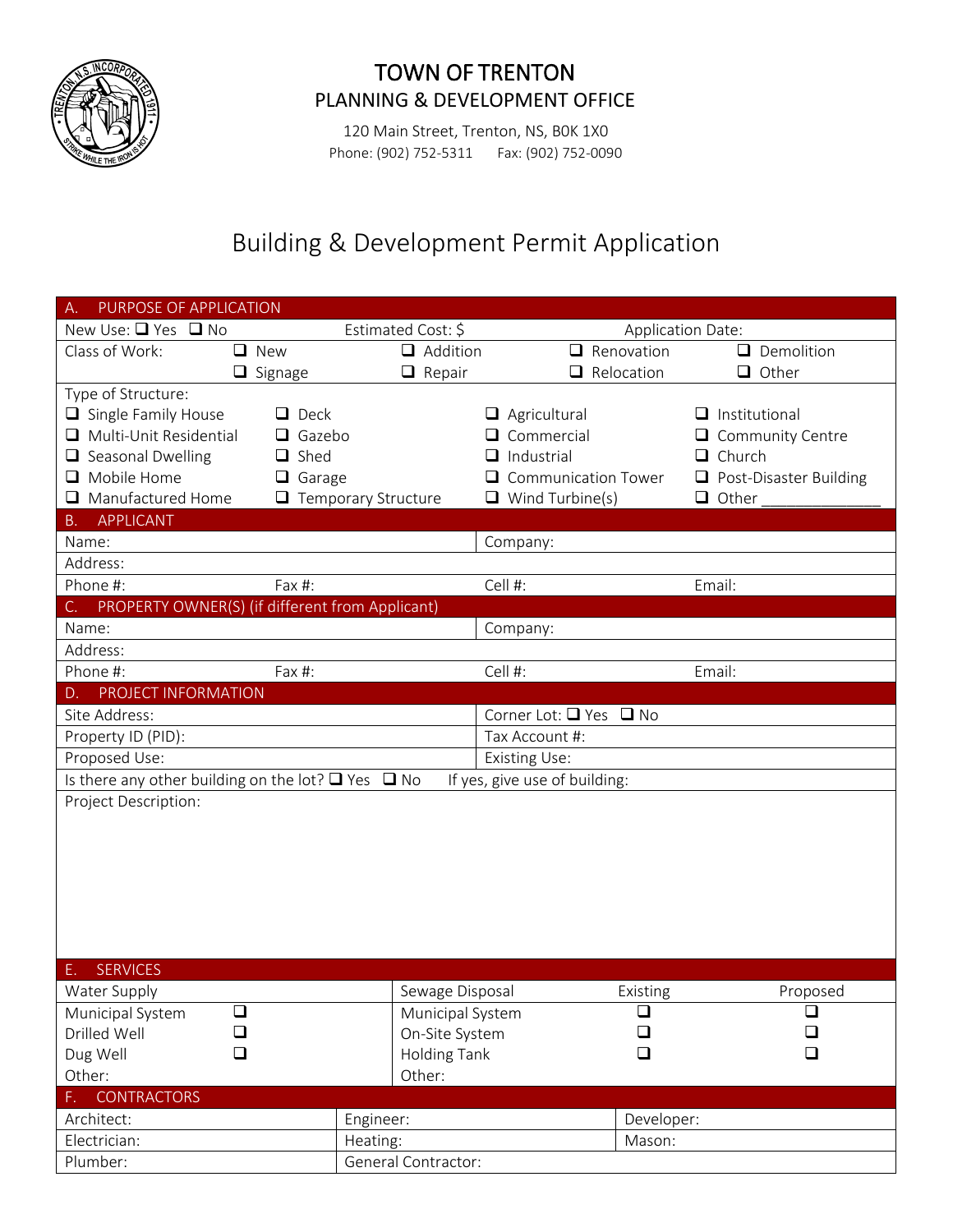# TOWN OF TRENTON

## PLANNING & DEVELOPMENT OFFICE

120 Main Street, Trenton, NS, B0K 1X0

Phone: (902) 752-5311 Fax: (902) 752-0090

# Building & Development Permit Application

## A. PURPOSE OF APPLICATION

| New Use: ❑ Yes ❑ No | Estimated Cost: $ | | Application Date: |
|---|---|---|---|
| Class of Work: ❑ New ❑ Signage | ❑ Addition ❑ Repair | ❑ Renovation ❑ Relocation | ❑ Demolition ❑ Other |

Type of Structure:

| | | | |
|---|---|---|---|
| ❑ Single Family House | ❑ Deck | ❑ Agricultural | ❑ Institutional |
| ❑ Multi-Unit Residential | ❑ Gazebo | ❑ Commercial | ❑ Community Centre |
| ❑ Seasonal Dwelling | ❑ Shed | ❑ Industrial | ❑ Church |
| ❑ Mobile Home | ❑ Garage | ❑ Communication Tower | ❑ Post-Disaster Building |
| ❑ Manufactured Home | ❑ Temporary Structure | ❑ Wind Turbine(s) | ❑ Other ______________ |

## B. APPLICANT

| | | | |
|---|---|---|---|
| Name: | | Company: | |
| Address: | | | |
| Phone #: | Fax #: | Cell #: | Email: |

## C. PROPERTY OWNER(S) (if different from Applicant)

| | | | |
|---|---|---|---|
| Name: | | Company: | |
| Address: | | | |
| Phone #: | Fax #: | Cell #: | Email: |

## D. PROJECT INFORMATION

| | |
|---|---|
| Site Address: | Corner Lot: ❑ Yes ❑ No |
| Property ID (PID): | Tax Account #: |
| Proposed Use: | Existing Use: |
| Is there any other building on the lot? ❑ Yes ❑ No | If yes, give use of building: |

Project Description:

## E. SERVICES

| Water Supply | | Sewage Disposal | Existing | Proposed |
|---|---|---|---|---|
| Municipal System | ❑ | Municipal System | ❑ | ❑ |
| Drilled Well | ❑ | On-Site System | ❑ | ❑ |
| Dug Well | ❑ | Holding Tank | ❑ | ❑ |
| Other: | | Other: | | |

## F. CONTRACTORS

| | | |
|---|---|---|
| Architect: | Engineer: | Developer: |
| Electrician: | Heating: | Mason: |
| Plumber: | General Contractor: | |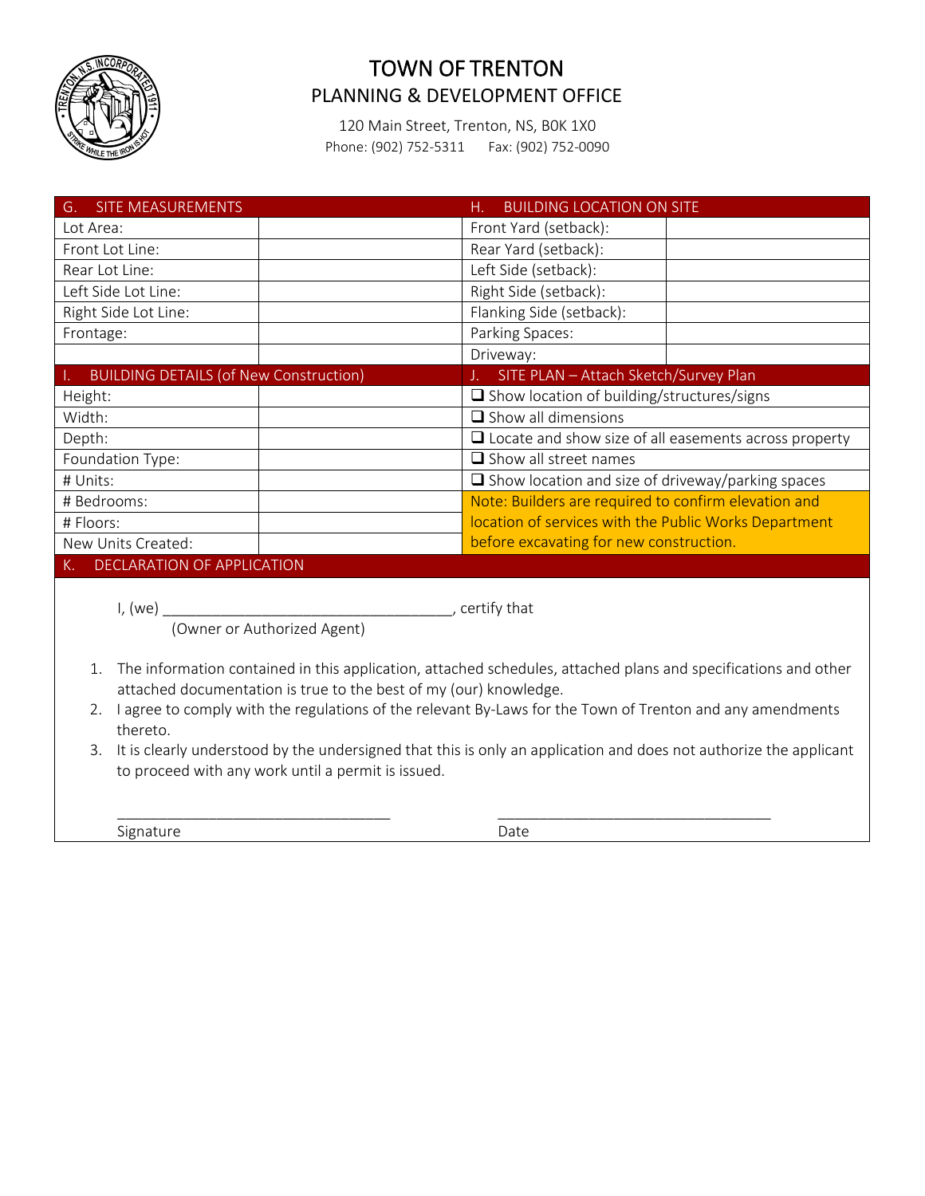# TOWN OF TRENTON

## PLANNING & DEVELOPMENT OFFICE

120 Main Street, Trenton, NS, B0K 1X0
Phone: (902) 752-5311 Fax: (902) 752-0090

| G. SITE MEASUREMENTS | | H. BUILDING LOCATION ON SITE | |
|---|---|---|---|
| Lot Area: | | Front Yard (setback): | |
| Front Lot Line: | | Rear Yard (setback): | |
| Rear Lot Line: | | Left Side (setback): | |
| Left Side Lot Line: | | Right Side (setback): | |
| Right Side Lot Line: | | Flanking Side (setback): | |
| Frontage: | | Parking Spaces: | |
| | | Driveway: | |
| **I. BUILDING DETAILS (of New Construction)** | | **J. SITE PLAN – Attach Sketch/Survey Plan** | |
| Height: | | ❑ Show location of building/structures/signs | |
| Width: | | ❑ Show all dimensions | |
| Depth: | | ❑ Locate and show size of all easements across property | |
| Foundation Type: | | ❑ Show all street names | |
| # Units: | | ❑ Show location and size of driveway/parking spaces | |
| # Bedrooms: | | Note: Builders are required to confirm elevation and location of services with the Public Works Department before excavating for new construction. | |
| # Floors: | | | |
| New Units Created: | | | |

## K. DECLARATION OF APPLICATION

I, (we) ___________________________________, certify that
(Owner or Authorized Agent)

1. The information contained in this application, attached schedules, attached plans and specifications and other attached documentation is true to the best of my (our) knowledge.
2. I agree to comply with the regulations of the relevant By-Laws for the Town of Trenton and any amendments thereto.
3. It is clearly understood by the undersigned that this is only an application and does not authorize the applicant to proceed with any work until a permit is issued.

_________________________________ _________________________________
Signature Date